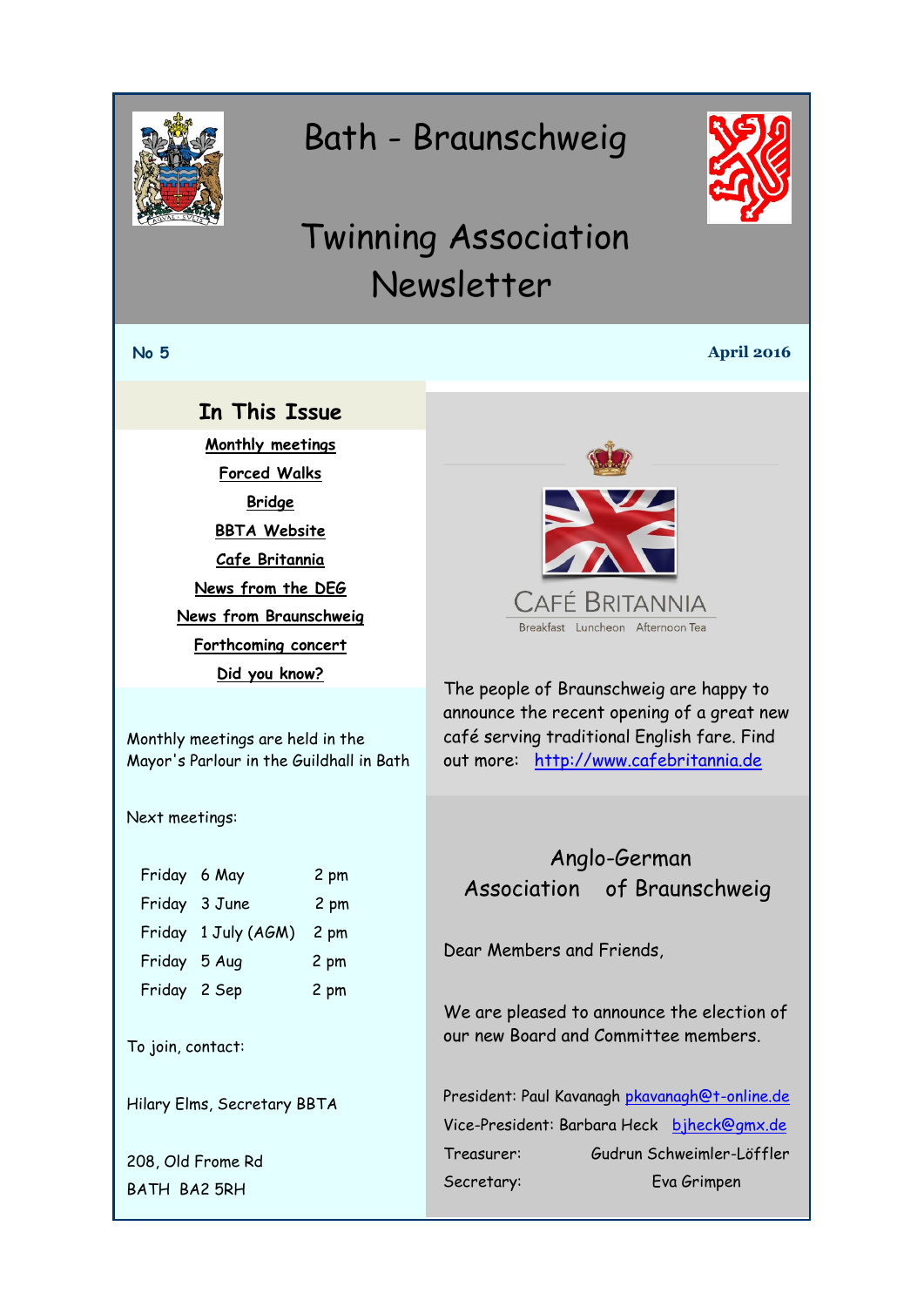# Bath - Braunschweig

# Twinning Association Newsletter

**No 5** **April 2016**

## In This Issue

- Monthly meetings
- Forced Walks
- Bridge
- BBTA Website
- Cafe Britannia
- News from the DEG
- News from Braunschweig
- Forthcoming concert
- Did you know?

Monthly meetings are held in the Mayor's Parlour in the Guildhall in Bath

Next meetings:

| | | |
|---|---|---|
| Friday | 6 May | 2 pm |
| Friday | 3 June | 2 pm |
| Friday | 1 July (AGM) | 2 pm |
| Friday | 5 Aug | 2 pm |
| Friday | 2 Sep | 2 pm |

To join, contact:

Hilary Elms, Secretary BBTA

208, Old Frome Rd
BATH BA2 5RH

CAFÉ BRITANNIA
Breakfast Luncheon Afternoon Tea

The people of Braunschweig are happy to announce the recent opening of a great new café serving traditional English fare. Find out more: http://www.cafebritannia.de

## Anglo-German Association of Braunschweig

Dear Members and Friends,

We are pleased to announce the election of our new Board and Committee members.

President: Paul Kavanagh pkavanagh@t-online.de
Vice-President: Barbara Heck bjheck@gmx.de
Treasurer: Gudrun Schweimler-Löffler
Secretary: Eva Grimpen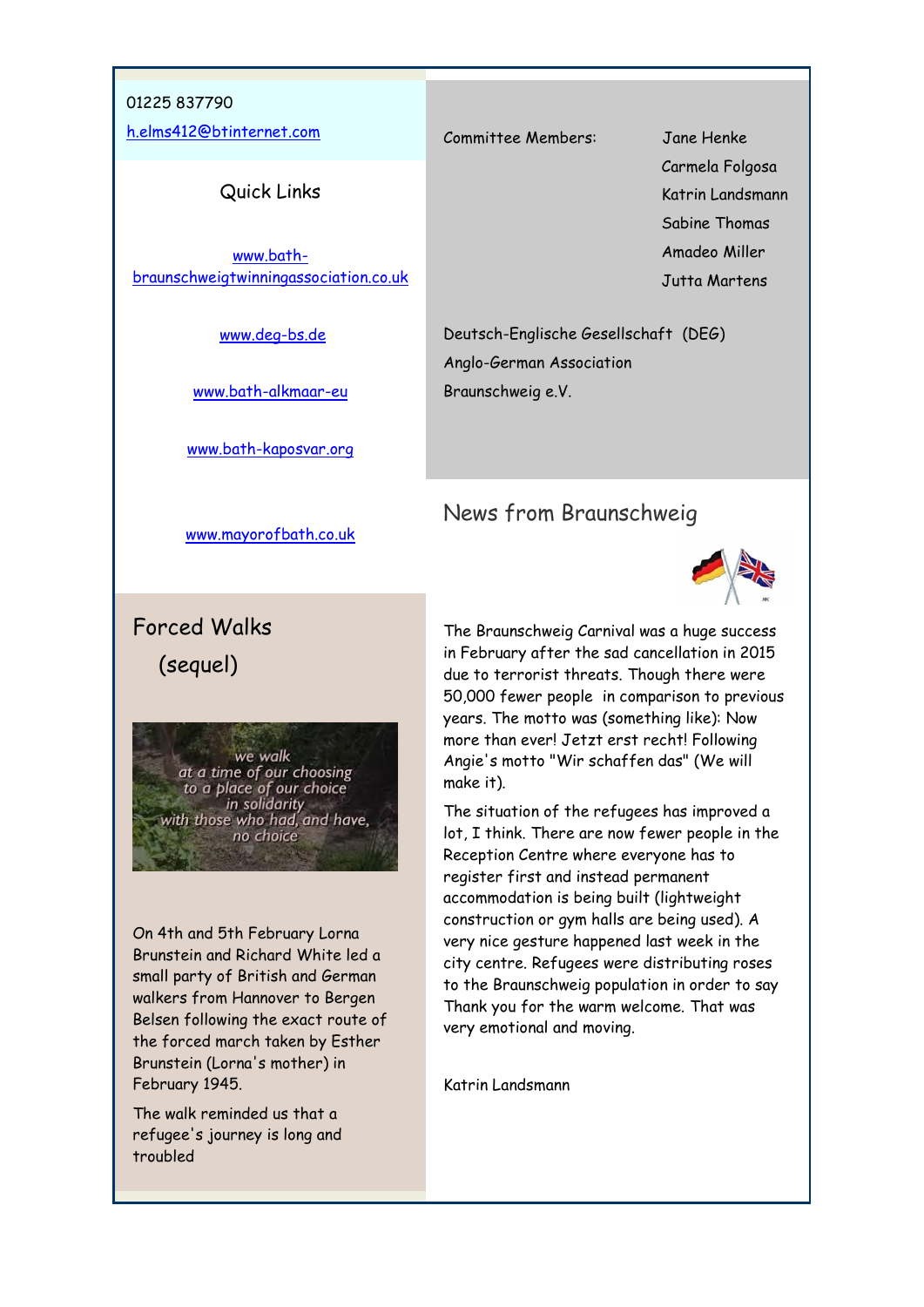01225 837790

h.elms412@btinternet.com

Quick Links

www.bath-braunschweigtwinningassociation.co.uk

www.deg-bs.de

www.bath-alkmaar-eu

www.bath-kaposvar.org

www.mayorofbath.co.uk

Committee Members:

- Jane Henke
- Carmela Folgosa
- Katrin Landsmann
- Sabine Thomas
- Amadeo Miller
- Jutta Martens

Deutsch-Englische Gesellschaft (DEG)
Anglo-German Association
Braunschweig e.V.

## Forced Walks (sequel)

we walk
at a time of our choosing
to a place of our choice
in solidarity
with those who had, and have,
no choice

On 4th and 5th February Lorna Brunstein and Richard White led a small party of British and German walkers from Hannover to Bergen Belsen following the exact route of the forced march taken by Esther Brunstein (Lorna's mother) in February 1945.

The walk reminded us that a refugee's journey is long and troubled

## News from Braunschweig

The Braunschweig Carnival was a huge success in February after the sad cancellation in 2015 due to terrorist threats. Though there were 50,000 fewer people in comparison to previous years. The motto was (something like): Now more than ever! Jetzt erst recht! Following Angie's motto "Wir schaffen das" (We will make it).

The situation of the refugees has improved a lot, I think. There are now fewer people in the Reception Centre where everyone has to register first and instead permanent accommodation is being built (lightweight construction or gym halls are being used). A very nice gesture happened last week in the city centre. Refugees were distributing roses to the Braunschweig population in order to say Thank you for the warm welcome. That was very emotional and moving.

Katrin Landsmann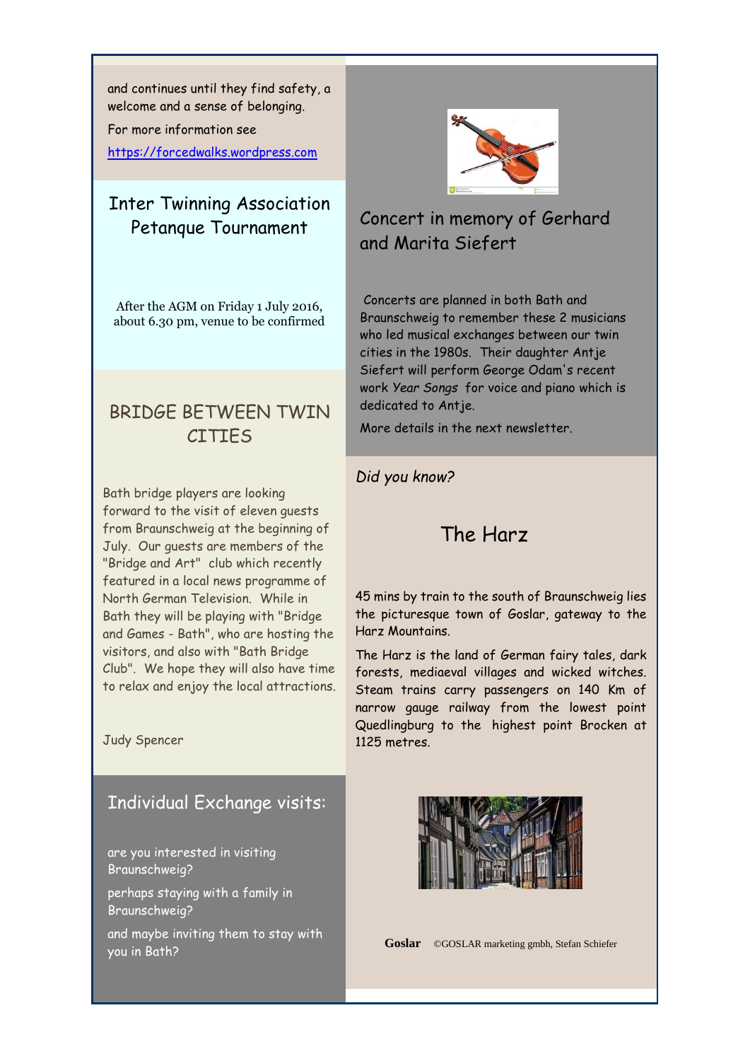and continues until they find safety, a welcome and a sense of belonging.

For more information see

https://forcedwalks.wordpress.com

## Inter Twinning Association Petanque Tournament

After the AGM on Friday 1 July 2016, about 6.30 pm, venue to be confirmed

## BRIDGE BETWEEN TWIN CITIES

Bath bridge players are looking forward to the visit of eleven guests from Braunschweig at the beginning of July. Our guests are members of the "Bridge and Art" club which recently featured in a local news programme of North German Television. While in Bath they will be playing with "Bridge and Games - Bath", who are hosting the visitors, and also with "Bath Bridge Club". We hope they will also have time to relax and enjoy the local attractions.

Judy Spencer

## Individual Exchange visits:

are you interested in visiting Braunschweig?

perhaps staying with a family in Braunschweig?

and maybe inviting them to stay with you in Bath?

## Concert in memory of Gerhard and Marita Siefert

Concerts are planned in both Bath and Braunschweig to remember these 2 musicians who led musical exchanges between our twin cities in the 1980s. Their daughter Antje Siefert will perform George Odam's recent work *Year Songs* for voice and piano which is dedicated to Antje.

More details in the next newsletter.

*Did you know?*

## The Harz

45 mins by train to the south of Braunschweig lies the picturesque town of Goslar, gateway to the Harz Mountains.

The Harz is the land of German fairy tales, dark forests, mediaeval villages and wicked witches. Steam trains carry passengers on 140 Km of narrow gauge railway from the lowest point Quedlingburg to the highest point Brocken at 1125 metres.

**Goslar** ©GOSLAR marketing gmbh, Stefan Schiefer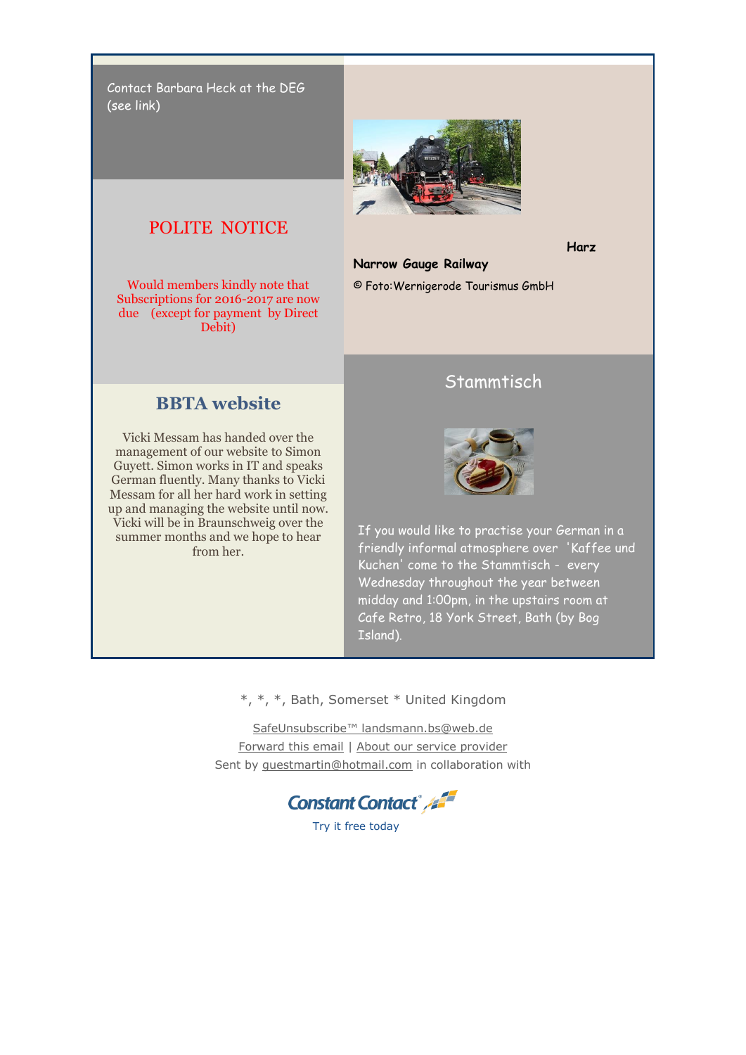Contact Barbara Heck at the DEG (see link)

## POLITE NOTICE

Would members kindly note that Subscriptions for 2016-2017 are now due (except for payment by Direct Debit)

## BBTA website

Vicki Messam has handed over the management of our website to Simon Guyett. Simon works in IT and speaks German fluently. Many thanks to Vicki Messam for all her hard work in setting up and managing the website until now. Vicki will be in Braunschweig over the summer months and we hope to hear from her.

**Harz Narrow Gauge Railway**

© Foto:Wernigerode Tourismus GmbH

## Stammtisch

If you would like to practise your German in a friendly informal atmosphere over 'Kaffee und Kuchen' come to the Stammtisch - every Wednesday throughout the year between midday and 1:00pm, in the upstairs room at Cafe Retro, 18 York Street, Bath (by Bog Island).

*, *, *, Bath, Somerset * United Kingdom

SafeUnsubscribe™ landsmann.bs@web.de

Forward this email | About our service provider

Sent by guestmartin@hotmail.com in collaboration with

Constant Contact

Try it free today